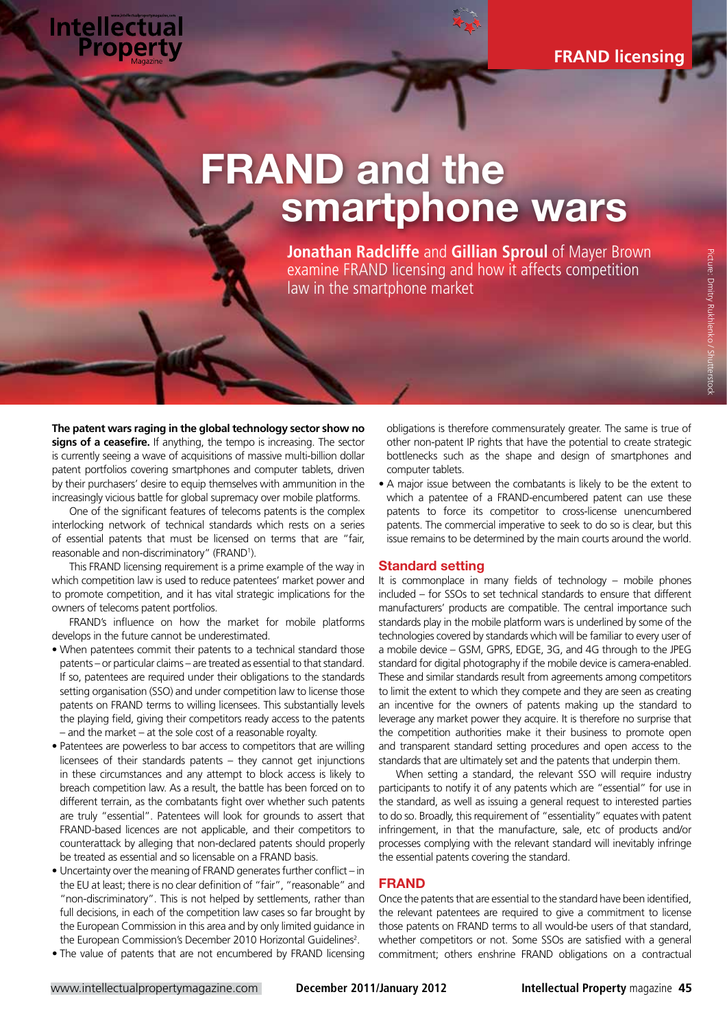# FRAND and the smartphone wars

**Jonathan Radcliffe** and **Gillian Sproul** of Mayer Brown examine FRAND licensing and how it affects competition law in the smartphone market

Picture: Dmitry Rukhlenko / Shutterstock

**The patent wars raging in the global technology sector show no signs of a ceasefire.** If anything, the tempo is increasing. The sector is currently seeing a wave of acquisitions of massive multi-billion dollar patent portfolios covering smartphones and computer tablets, driven by their purchasers' desire to equip themselves with ammunition in the increasingly vicious battle for global supremacy over mobile platforms.

One of the significant features of telecoms patents is the complex interlocking network of technical standards which rests on a series of essential patents that must be licensed on terms that are "fair, reasonable and non-discriminatory" (FRAND[1]).

This FRAND licensing requirement is a prime example of the way in which competition law is used to reduce patentees' market power and to promote competition, and it has vital strategic implications for the owners of telecoms patent portfolios.

FRAND's influence on how the market for mobile platforms develops in the future cannot be underestimated.

- When patentees commit their patents to a technical standard those patents – or particular claims – are treated as essential to that standard. If so, patentees are required under their obligations to the standards setting organisation (SSO) and under competition law to license those patents on FRAND terms to willing licensees. This substantially levels the playing field, giving their competitors ready access to the patents – and the market – at the sole cost of a reasonable royalty.
- Patentees are powerless to bar access to competitors that are willing licensees of their standards patents – they cannot get injunctions in these circumstances and any attempt to block access is likely to breach competition law. As a result, the battle has been forced on to different terrain, as the combatants fight over whether such patents are truly "essential". Patentees will look for grounds to assert that FRAND-based licences are not applicable, and their competitors to counterattack by alleging that non-declared patents should properly be treated as essential and so licensable on a FRAND basis.
- Uncertainty over the meaning of FRAND generates further conflict – in the EU at least; there is no clear definition of "fair", "reasonable" and "non-discriminatory". This is not helped by settlements, rather than full decisions, in each of the competition law cases so far brought by the European Commission in this area and by only limited guidance in the European Commission's December 2010 Horizontal Guidelines[2].
- The value of patents that are not encumbered by FRAND licensing obligations is therefore commensurately greater. The same is true of other non-patent IP rights that have the potential to create strategic bottlenecks such as the shape and design of smartphones and computer tablets.
- A major issue between the combatants is likely to be the extent to which a patentee of a FRAND-encumbered patent can use these patents to force its competitor to cross-license unencumbered patents. The commercial imperative to seek to do so is clear, but this issue remains to be determined by the main courts around the world.

## Standard setting

It is commonplace in many fields of technology – mobile phones included – for SSOs to set technical standards to ensure that different manufacturers' products are compatible. The central importance such standards play in the mobile platform wars is underlined by some of the technologies covered by standards which will be familiar to every user of a mobile device – GSM, GPRS, EDGE, 3G, and 4G through to the JPEG standard for digital photography if the mobile device is camera-enabled. These and similar standards result from agreements among competitors to limit the extent to which they compete and they are seen as creating an incentive for the owners of patents making up the standard to leverage any market power they acquire. It is therefore no surprise that the competition authorities make it their business to promote open and transparent standard setting procedures and open access to the standards that are ultimately set and the patents that underpin them.

When setting a standard, the relevant SSO will require industry participants to notify it of any patents which are "essential" for use in the standard, as well as issuing a general request to interested parties to do so. Broadly, this requirement of "essentiality" equates with patent infringement, in that the manufacture, sale, etc of products and/or processes complying with the relevant standard will inevitably infringe the essential patents covering the standard.

## FRAND

Once the patents that are essential to the standard have been identified, the relevant patentees are required to give a commitment to license those patents on FRAND terms to all would-be users of that standard, whether competitors or not. Some SSOs are satisfied with a general commitment; others enshrine FRAND obligations on a contractual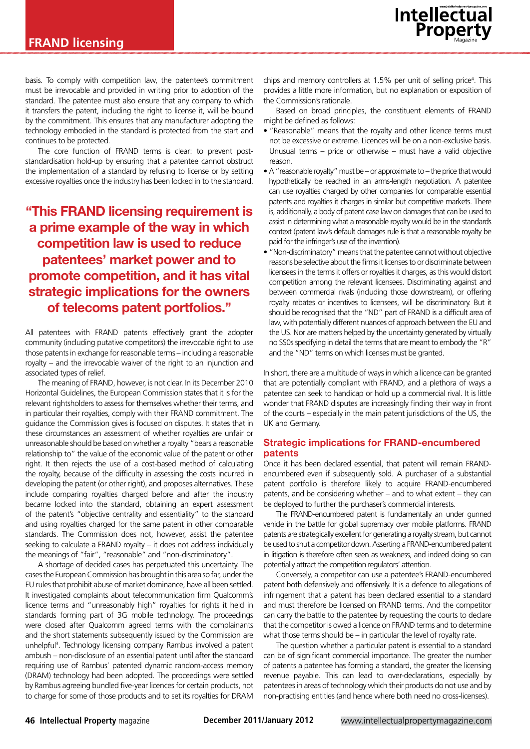basis. To comply with competition law, the patentee's commitment must be irrevocable and provided in writing prior to adoption of the standard. The patentee must also ensure that any company to which it transfers the patent, including the right to license it, will be bound by the commitment. This ensures that any manufacturer adopting the technology embodied in the standard is protected from the start and continues to be protected.

The core function of FRAND terms is clear: to prevent post-standardisation hold-up by ensuring that a patentee cannot obstruct the implementation of a standard by refusing to license or by setting excessive royalties once the industry has been locked in to the standard.

> **"This FRAND licensing requirement is a prime example of the way in which competition law is used to reduce patentees' market power and to promote competition, and it has vital strategic implications for the owners of telecoms patent portfolios."**

All patentees with FRAND patents effectively grant the adopter community (including putative competitors) the irrevocable right to use those patents in exchange for reasonable terms – including a reasonable royalty – and the irrevocable waiver of the right to an injunction and associated types of relief.

The meaning of FRAND, however, is not clear. In its December 2010 Horizontal Guidelines, the European Commission states that it is for the relevant rightsholders to assess for themselves whether their terms, and in particular their royalties, comply with their FRAND commitment. The guidance the Commission gives is focused on disputes. It states that in these circumstances an assessment of whether royalties are unfair or unreasonable should be based on whether a royalty "bears a reasonable relationship to" the value of the economic value of the patent or other right. It then rejects the use of a cost-based method of calculating the royalty, because of the difficulty in assessing the costs incurred in developing the patent (or other right), and proposes alternatives. These include comparing royalties charged before and after the industry became locked into the standard, obtaining an expert assessment of the patent's "objective centrality and essentiality" to the standard and using royalties charged for the same patent in other comparable standards. The Commission does not, however, assist the patentee seeking to calculate a FRAND royalty – it does not address individually the meanings of "fair", "reasonable" and "non-discriminatory".

A shortage of decided cases has perpetuated this uncertainty. The cases the European Commission has brought in this area so far, under the EU rules that prohibit abuse of market dominance, have all been settled. It investigated complaints about telecommunication firm Qualcomm's licence terms and "unreasonably high" royalties for rights it held in standards forming part of 3G mobile technology. The proceedings were closed after Qualcomm agreed terms with the complainants and the short statements subsequently issued by the Commission are unhelpful[3]. Technology licensing company Rambus involved a patent ambush – non-disclosure of an essential patent until after the standard requiring use of Rambus' patented dynamic random-access memory (DRAM) technology had been adopted. The proceedings were settled by Rambus agreeing bundled five-year licences for certain products, not to charge for some of those products and to set its royalties for DRAM chips and memory controllers at 1.5% per unit of selling price[4]. This provides a little more information, but no explanation or exposition of the Commission's rationale.

Based on broad principles, the constituent elements of FRAND might be defined as follows:

- "Reasonable" means that the royalty and other licence terms must not be excessive or extreme. Licences will be on a non-exclusive basis. Unusual terms – price or otherwise – must have a valid objective reason.
- A "reasonable royalty" must be – or approximate to – the price that would hypothetically be reached in an arms-length negotiation. A patentee can use royalties charged by other companies for comparable essential patents and royalties it charges in similar but competitive markets. There is, additionally, a body of patent case law on damages that can be used to assist in determining what a reasonable royalty would be in the standards context (patent law's default damages rule is that a reasonable royalty be paid for the infringer's use of the invention).
- "Non-discriminatory" means that the patentee cannot without objective reasons be selective about the firms it licenses to or discriminate between licensees in the terms it offers or royalties it charges, as this would distort competition among the relevant licensees. Discriminating against and between commercial rivals (including those downstream), or offering royalty rebates or incentives to licensees, will be discriminatory. But it should be recognised that the "ND" part of FRAND is a difficult area of law, with potentially different nuances of approach between the EU and the US. Nor are matters helped by the uncertainty generated by virtually no SSOs specifying in detail the terms that are meant to embody the "R" and the "ND" terms on which licenses must be granted.

In short, there are a multitude of ways in which a licence can be granted that are potentially compliant with FRAND, and a plethora of ways a patentee can seek to handicap or hold up a commercial rival. It is little wonder that FRAND disputes are increasingly finding their way in front of the courts – especially in the main patent jurisdictions of the US, the UK and Germany.

## Strategic implications for FRAND-encumbered patents

Once it has been declared essential, that patent will remain FRAND-encumbered even if subsequently sold. A purchaser of a substantial patent portfolio is therefore likely to acquire FRAND-encumbered patents, and be considering whether – and to what extent – they can be deployed to further the purchaser's commercial interests.

The FRAND-encumbered patent is fundamentally an under gunned vehicle in the battle for global supremacy over mobile platforms. FRAND patents are strategically excellent for generating a royalty stream, but cannot be used to shut a competitor down. Asserting a FRAND-encumbered patent in litigation is therefore often seen as weakness, and indeed doing so can potentially attract the competition regulators' attention.

Conversely, a competitor can use a patentee's FRAND-encumbered patent both defensively and offensively. It is a defence to allegations of infringement that a patent has been declared essential to a standard and must therefore be licensed on FRAND terms. And the competitor can carry the battle to the patentee by requesting the courts to declare that the competitor is owed a licence on FRAND terms and to determine what those terms should be – in particular the level of royalty rate.

The question whether a particular patent is essential to a standard can be of significant commercial importance. The greater the number of patents a patentee has forming a standard, the greater the licensing revenue payable. This can lead to over-declarations, especially by patentees in areas of technology which their products do not use and by non-practising entities (and hence where both need no cross-licenses).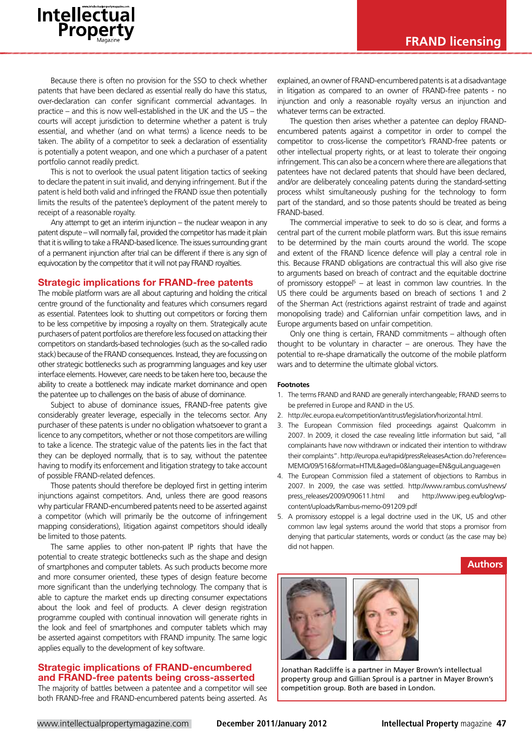Because there is often no provision for the SSO to check whether patents that have been declared as essential really do have this status, over-declaration can confer significant commercial advantages. In practice – and this is now well-established in the UK and the US – the courts will accept jurisdiction to determine whether a patent is truly essential, and whether (and on what terms) a licence needs to be taken. The ability of a competitor to seek a declaration of essentiality is potentially a potent weapon, and one which a purchaser of a patent portfolio cannot readily predict.

This is not to overlook the usual patent litigation tactics of seeking to declare the patent in suit invalid, and denying infringement. But if the patent is held both valid and infringed the FRAND issue then potentially limits the results of the patentee's deployment of the patent merely to receipt of a reasonable royalty.

Any attempt to get an interim injunction – the nuclear weapon in any patent dispute – will normally fail, provided the competitor has made it plain that it is willing to take a FRAND-based licence. The issues surrounding grant of a permanent injunction after trial can be different if there is any sign of equivocation by the competitor that it will not pay FRAND royalties.

## Strategic implications for FRAND-free patents

The mobile platform wars are all about capturing and holding the critical centre ground of the functionality and features which consumers regard as essential. Patentees look to shutting out competitors or forcing them to be less competitive by imposing a royalty on them. Strategically acute purchasers of patent portfolios are therefore less focused on attacking their competitors on standards-based technologies (such as the so-called radio stack) because of the FRAND consequences. Instead, they are focussing on other strategic bottlenecks such as programming languages and key user interface elements. However, care needs to be taken here too, because the ability to create a bottleneck may indicate market dominance and open the patentee up to challenges on the basis of abuse of dominance.

Subject to abuse of dominance issues, FRAND-free patents give considerably greater leverage, especially in the telecoms sector. Any purchaser of these patents is under no obligation whatsoever to grant a licence to any competitors, whether or not those competitors are willing to take a licence. The strategic value of the patents lies in the fact that they can be deployed normally, that is to say, without the patentee having to modify its enforcement and litigation strategy to take account of possible FRAND-related defences.

Those patents should therefore be deployed first in getting interim injunctions against competitors. And, unless there are good reasons why particular FRAND-encumbered patents need to be asserted against a competitor (which will primarily be the outcome of infringement mapping considerations), litigation against competitors should ideally be limited to those patents.

The same applies to other non-patent IP rights that have the potential to create strategic bottlenecks such as the shape and design of smartphones and computer tablets. As such products become more and more consumer oriented, these types of design feature become more significant than the underlying technology. The company that is able to capture the market ends up directing consumer expectations about the look and feel of products. A clever design registration programme coupled with continual innovation will generate rights in the look and feel of smartphones and computer tablets which may be asserted against competitors with FRAND impunity. The same logic applies equally to the development of key software.

## Strategic implications of FRAND-encumbered and FRAND-free patents being cross-asserted

The majority of battles between a patentee and a competitor will see both FRAND-free and FRAND-encumbered patents being asserted. As explained, an owner of FRAND-encumbered patents is at a disadvantage in litigation as compared to an owner of FRAND-free patents - no injunction and only a reasonable royalty versus an injunction and whatever terms can be extracted.

The question then arises whether a patentee can deploy FRAND-encumbered patents against a competitor in order to compel the competitor to cross-license the competitor's FRAND-free patents or other intellectual property rights, or at least to tolerate their ongoing infringement. This can also be a concern where there are allegations that patentees have not declared patents that should have been declared, and/or are deliberately concealing patents during the standard-setting process whilst simultaneously pushing for the technology to form part of the standard, and so those patents should be treated as being FRAND-based.

The commercial imperative to seek to do so is clear, and forms a central part of the current mobile platform wars. But this issue remains to be determined by the main courts around the world. The scope and extent of the FRAND licence defence will play a central role in this. Because FRAND obligations are contractual this will also give rise to arguments based on breach of contract and the equitable doctrine of promissory estoppel[5] – at least in common law countries. In the US there could be arguments based on breach of sections 1 and 2 of the Sherman Act (restrictions against restraint of trade and against monopolising trade) and Californian unfair competition laws, and in Europe arguments based on unfair competition.

Only one thing is certain, FRAND commitments – although often thought to be voluntary in character – are onerous. They have the potential to re-shape dramatically the outcome of the mobile platform wars and to determine the ultimate global victors.

#### Footnotes

1. The terms FRAND and RAND are generally interchangeable; FRAND seems to be preferred in Europe and RAND in the US.
2. http://ec.europa.eu/competition/antitrust/legislation/horizontal.html.
3. The European Commission filed proceedings against Qualcomm in 2007. In 2009, it closed the case revealing little information but said, "all complainants have now withdrawn or indicated their intention to withdraw their complaints". http://europa.eu/rapid/pressReleasesAction.do?reference=MEMO/09/516&format=HTML&aged=0&language=EN&guiLanguage=en
4. The European Commission filed a statement of objections to Rambus in 2007. In 2009, the case was settled. http://www.rambus.com/us/news/press_releases/2009/090611.html and http://www.ipeg.eu/blog/wp-content/uploads/Rambus-memo-091209.pdf
5. A promissory estoppel is a legal doctrine used in the UK, US and other common law legal systems around the world that stops a promisor from denying that particular statements, words or conduct (as the case may be) did not happen.

## Authors

Jonathan Radcliffe is a partner in Mayer Brown's intellectual property group and Gillian Sproul is a partner in Mayer Brown's competition group. Both are based in London.